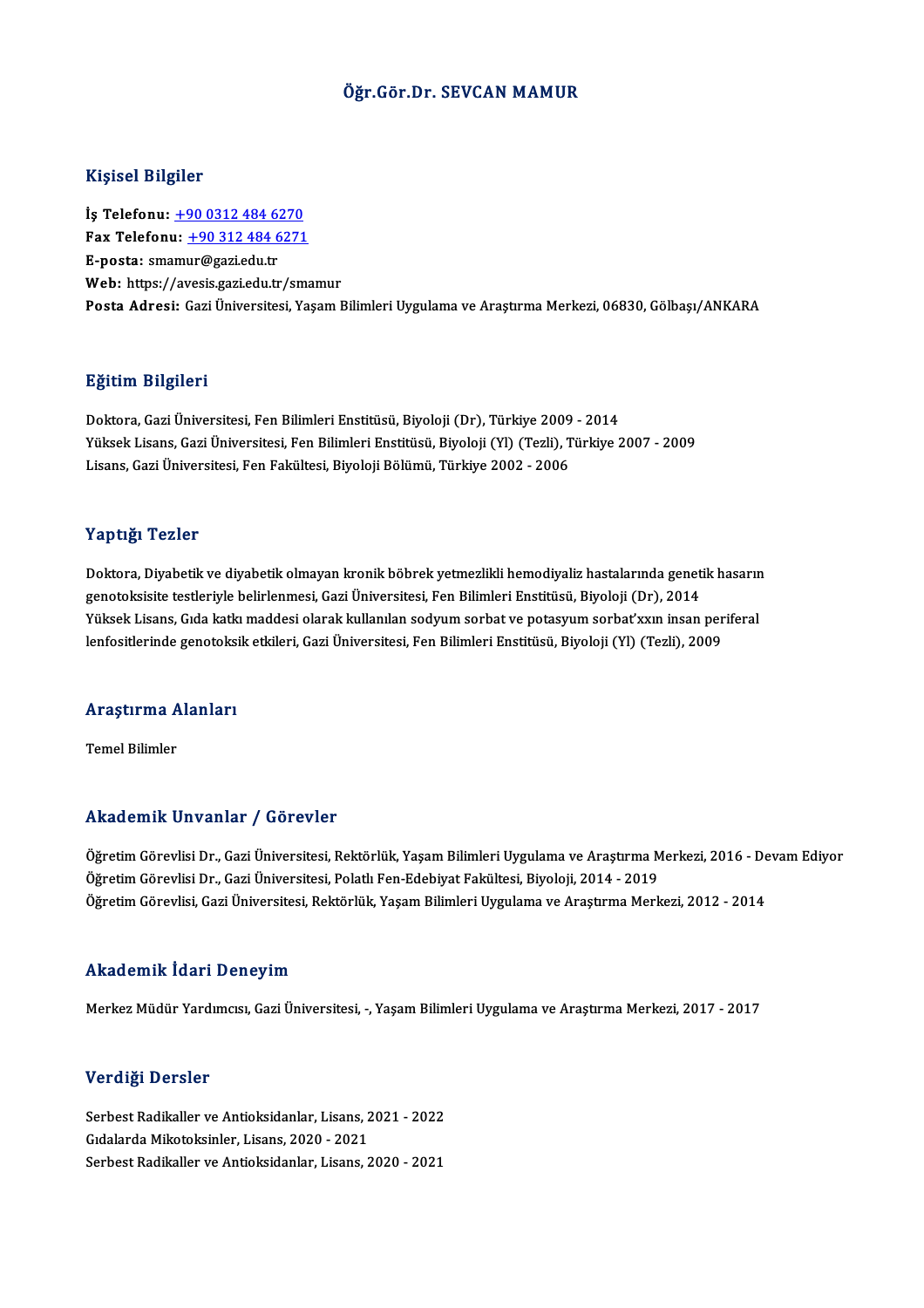# Öğr.Gör.Dr. SEVCAN MAMUR

## Kişisel Bilgiler

**İş Telefonu:** +90 0312 484 6270
**Fax Telefonu:** +90 312 484 6271
**E-posta:** smamur@gazi.edu.tr
**Web:** https://avesis.gazi.edu.tr/smamur
**Posta Adresi:** Gazi Üniversitesi, Yaşam Bilimleri Uygulama ve Araştırma Merkezi, 06830, Gölbaşı/ANKARA

## Eğitim Bilgileri

Doktora, Gazi Üniversitesi, Fen Bilimleri Enstitüsü, Biyoloji (Dr), Türkiye 2009 - 2014
Yüksek Lisans, Gazi Üniversitesi, Fen Bilimleri Enstitüsü, Biyoloji (Yl) (Tezli), Türkiye 2007 - 2009
Lisans, Gazi Üniversitesi, Fen Fakültesi, Biyoloji Bölümü, Türkiye 2002 - 2006

## Yaptığı Tezler

Doktora, Diyabetik ve diyabetik olmayan kronik böbrek yetmezlikli hemodiyaliz hastalarında genetik hasarın genotoksisite testleriyle belirlenmesi, Gazi Üniversitesi, Fen Bilimleri Enstitüsü, Biyoloji (Dr), 2014
Yüksek Lisans, Gıda katkı maddesi olarak kullanılan sodyum sorbat ve potasyum sorbat'xxın insan periferal lenfositlerinde genotoksik etkileri, Gazi Üniversitesi, Fen Bilimleri Enstitüsü, Biyoloji (Yl) (Tezli), 2009

## Araştırma Alanları

Temel Bilimler

## Akademik Unvanlar / Görevler

Öğretim Görevlisi Dr., Gazi Üniversitesi, Rektörlük, Yaşam Bilimleri Uygulama ve Araştırma Merkezi, 2016 - Devam Ediyor
Öğretim Görevlisi Dr., Gazi Üniversitesi, Polatlı Fen-Edebiyat Fakültesi, Biyoloji, 2014 - 2019
Öğretim Görevlisi, Gazi Üniversitesi, Rektörlük, Yaşam Bilimleri Uygulama ve Araştırma Merkezi, 2012 - 2014

## Akademik İdari Deneyim

Merkez Müdür Yardımcısı, Gazi Üniversitesi, -, Yaşam Bilimleri Uygulama ve Araştırma Merkezi, 2017 - 2017

## Verdiği Dersler

Serbest Radikaller ve Antioksidanlar, Lisans, 2021 - 2022
Gıdalarda Mikotoksinler, Lisans, 2020 - 2021
Serbest Radikaller ve Antioksidanlar, Lisans, 2020 - 2021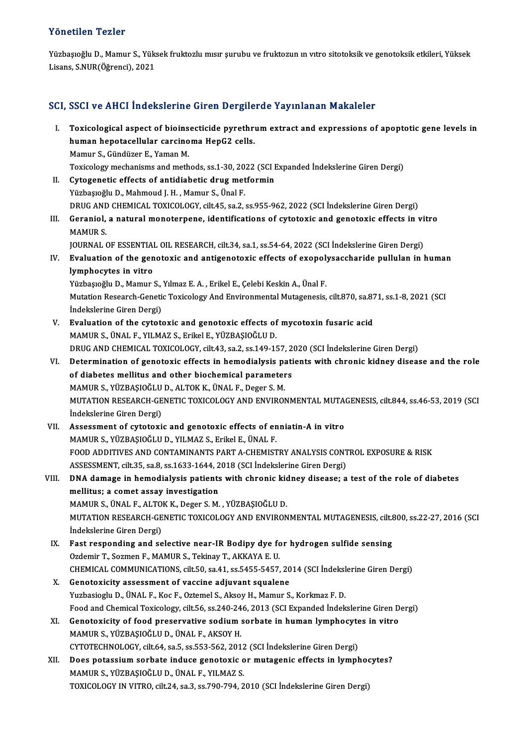## Yönetilen Tezler

Yüzbaşıoğlu D., Mamur S., Yüksek fruktozlu mısır şurubu ve fruktozun ın vıtro sitotoksik ve genotoksik etkileri, Yüksek Lisans, S.NUR(Öğrenci), 2021

## SCI, SSCI ve AHCI İndekslerine Giren Dergilerde Yayınlanan Makaleler

I. **Toxicological aspect of bioinsecticide pyrethrum extract and expressions of apoptotic gene levels in human hepotacellular carcinoma HepG2 cells.**
   Mamur S., Gündüzer E., Yaman M.
   Toxicology mechanisms and methods, ss.1-30, 2022 (SCI Expanded İndekslerine Giren Dergi)

II. **Cytogenetic effects of antidiabetic drug metformin**
   Yüzbaşıoğlu D., Mahmoud J. H. , Mamur S., Ünal F.
   DRUG AND CHEMICAL TOXICOLOGY, cilt.45, sa.2, ss.955-962, 2022 (SCI İndekslerine Giren Dergi)

III. **Geraniol, a natural monoterpene, identifications of cytotoxic and genotoxic effects in vitro**
   MAMUR S.
   JOURNAL OF ESSENTIAL OIL RESEARCH, cilt.34, sa.1, ss.54-64, 2022 (SCI İndekslerine Giren Dergi)

IV. **Evaluation of the genotoxic and antigenotoxic effects of exopolysaccharide pullulan in human lymphocytes in vitro**
   Yüzbaşıoğlu D., Mamur S., Yılmaz E. A. , Erikel E., Çelebi Keskin A., Ünal F.
   Mutation Research-Genetic Toxicology And Environmental Mutagenesis, cilt.870, sa.871, ss.1-8, 2021 (SCI İndekslerine Giren Dergi)

V. **Evaluation of the cytotoxic and genotoxic effects of mycotoxin fusaric acid**
   MAMUR S., ÜNAL F., YILMAZ S., Erikel E., YÜZBAŞIOĞLU D.
   DRUG AND CHEMICAL TOXICOLOGY, cilt.43, sa.2, ss.149-157, 2020 (SCI İndekslerine Giren Dergi)

VI. **Determination of genotoxic effects in hemodialysis patients with chronic kidney disease and the role of diabetes mellitus and other biochemical parameters**
   MAMUR S., YÜZBAŞIOĞLU D., ALTOK K., ÜNAL F., Deger S. M.
   MUTATION RESEARCH-GENETIC TOXICOLOGY AND ENVIRONMENTAL MUTAGENESIS, cilt.844, ss.46-53, 2019 (SCI İndekslerine Giren Dergi)

VII. **Assessment of cytotoxic and genotoxic effects of enniatin-A in vitro**
   MAMUR S., YÜZBAŞIOĞLU D., YILMAZ S., Erikel E., ÜNAL F.
   FOOD ADDITIVES AND CONTAMINANTS PART A-CHEMISTRY ANALYSIS CONTROL EXPOSURE & RISK ASSESSMENT, cilt.35, sa.8, ss.1633-1644, 2018 (SCI İndekslerine Giren Dergi)

VIII. **DNA damage in hemodialysis patients with chronic kidney disease; a test of the role of diabetes mellitus; a comet assay investigation**
   MAMUR S., ÜNAL F., ALTOK K., Deger S. M. , YÜZBAŞIOĞLU D.
   MUTATION RESEARCH-GENETIC TOXICOLOGY AND ENVIRONMENTAL MUTAGENESIS, cilt.800, ss.22-27, 2016 (SCI İndekslerine Giren Dergi)

IX. **Fast responding and selective near-IR Bodipy dye for hydrogen sulfide sensing**
   Ozdemir T., Sozmen F., MAMUR S., Tekinay T., AKKAYA E. U.
   CHEMICAL COMMUNICATIONS, cilt.50, sa.41, ss.5455-5457, 2014 (SCI İndekslerine Giren Dergi)

X. **Genotoxicity assessment of vaccine adjuvant squalene**
   Yuzbasioglu D., ÜNAL F., Koc F., Oztemel S., Aksoy H., Mamur S., Korkmaz F. D.
   Food and Chemical Toxicology, cilt.56, ss.240-246, 2013 (SCI Expanded İndekslerine Giren Dergi)

XI. **Genotoxicity of food preservative sodium sorbate in human lymphocytes in vitro**
   MAMUR S., YÜZBAŞIOĞLU D., ÜNAL F., AKSOY H.
   CYTOTECHNOLOGY, cilt.64, sa.5, ss.553-562, 2012 (SCI İndekslerine Giren Dergi)

XII. **Does potassium sorbate induce genotoxic or mutagenic effects in lymphocytes?**
   MAMUR S., YÜZBAŞIOĞLU D., ÜNAL F., YILMAZ S.
   TOXICOLOGY IN VITRO, cilt.24, sa.3, ss.790-794, 2010 (SCI İndekslerine Giren Dergi)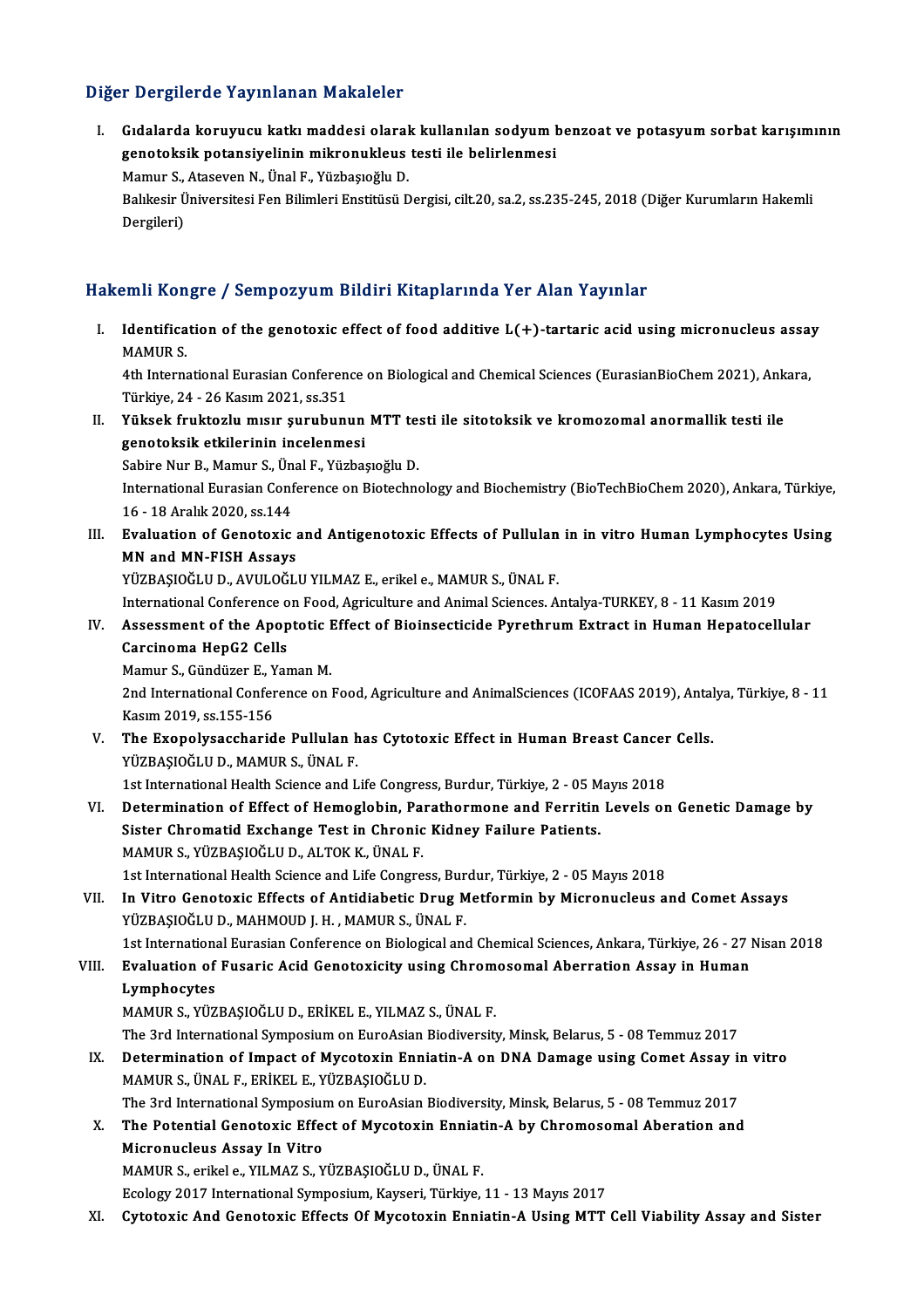## Diğer Dergilerde Yayınlanan Makaleler

I. **Gıdalarda koruyucu katkı maddesi olarak kullanılan sodyum benzoat ve potasyum sorbat karışımının genotoksik potansiyelinin mikronukleus testi ile belirlenmesi**
Mamur S., Ataseven N., Ünal F., Yüzbaşıoğlu D.
Balıkesir Üniversitesi Fen Bilimleri Enstitüsü Dergisi, cilt.20, sa.2, ss.235-245, 2018 (Diğer Kurumların Hakemli Dergileri)

## Hakemli Kongre / Sempozyum Bildiri Kitaplarında Yer Alan Yayınlar

I. **Identification of the genotoxic effect of food additive L(+)-tartaric acid using micronucleus assay**
MAMUR S.
4th International Eurasian Conference on Biological and Chemical Sciences (EurasianBioChem 2021), Ankara, Türkiye, 24 - 26 Kasım 2021, ss.351

II. **Yüksek fruktozlu mısır şurubunun MTT testi ile sitotoksik ve kromozomal anormallik testi ile genotoksik etkilerinin incelenmesi**
Sabire Nur B., Mamur S., Ünal F., Yüzbaşıoğlu D.
International Eurasian Conference on Biotechnology and Biochemistry (BioTechBioChem 2020), Ankara, Türkiye, 16 - 18 Aralık 2020, ss.144

III. **Evaluation of Genotoxic and Antigenotoxic Effects of Pullulan in in vitro Human Lymphocytes Using MN and MN-FISH Assays**
YÜZBAŞIOĞLU D., AVULOĞLU YILMAZ E., erikel e., MAMUR S., ÜNAL F.
International Conference on Food, Agriculture and Animal Sciences. Antalya-TURKEY, 8 - 11 Kasım 2019

IV. **Assessment of the Apoptotic Effect of Bioinsecticide Pyrethrum Extract in Human Hepatocellular Carcinoma HepG2 Cells**
Mamur S., Gündüzer E., Yaman M.
2nd International Conference on Food, Agriculture and AnimalSciences (ICOFAAS 2019), Antalya, Türkiye, 8 - 11 Kasım 2019, ss.155-156

V. **The Exopolysaccharide Pullulan has Cytotoxic Effect in Human Breast Cancer Cells.**
YÜZBAŞIOĞLU D., MAMUR S., ÜNAL F.
1st International Health Science and Life Congress, Burdur, Türkiye, 2 - 05 Mayıs 2018

VI. **Determination of Effect of Hemoglobin, Parathormone and Ferritin Levels on Genetic Damage by Sister Chromatid Exchange Test in Chronic Kidney Failure Patients.**
MAMUR S., YÜZBAŞIOĞLU D., ALTOK K., ÜNAL F.
1st International Health Science and Life Congress, Burdur, Türkiye, 2 - 05 Mayıs 2018

VII. **In Vitro Genotoxic Effects of Antidiabetic Drug Metformin by Micronucleus and Comet Assays**
YÜZBAŞIOĞLU D., MAHMOUD J. H. , MAMUR S., ÜNAL F.
1st International Eurasian Conference on Biological and Chemical Sciences, Ankara, Türkiye, 26 - 27 Nisan 2018

VIII. **Evaluation of Fusaric Acid Genotoxicity using Chromosomal Aberration Assay in Human Lymphocytes**
MAMUR S., YÜZBAŞIOĞLU D., ERİKEL E., YILMAZ S., ÜNAL F.
The 3rd International Symposium on EuroAsian Biodiversity, Minsk, Belarus, 5 - 08 Temmuz 2017

IX. **Determination of Impact of Mycotoxin Enniatin-A on DNA Damage using Comet Assay in vitro**
MAMUR S., ÜNAL F., ERİKEL E., YÜZBAŞIOĞLU D.
The 3rd International Symposium on EuroAsian Biodiversity, Minsk, Belarus, 5 - 08 Temmuz 2017

X. **The Potential Genotoxic Effect of Mycotoxin Enniatin-A by Chromosomal Aberation and Micronucleus Assay In Vitro**
MAMUR S., erikel e., YILMAZ S., YÜZBAŞIOĞLU D., ÜNAL F.
Ecology 2017 International Symposium, Kayseri, Türkiye, 11 - 13 Mayıs 2017

XI. **Cytotoxic And Genotoxic Effects Of Mycotoxin Enniatin-A Using MTT Cell Viability Assay and Sister**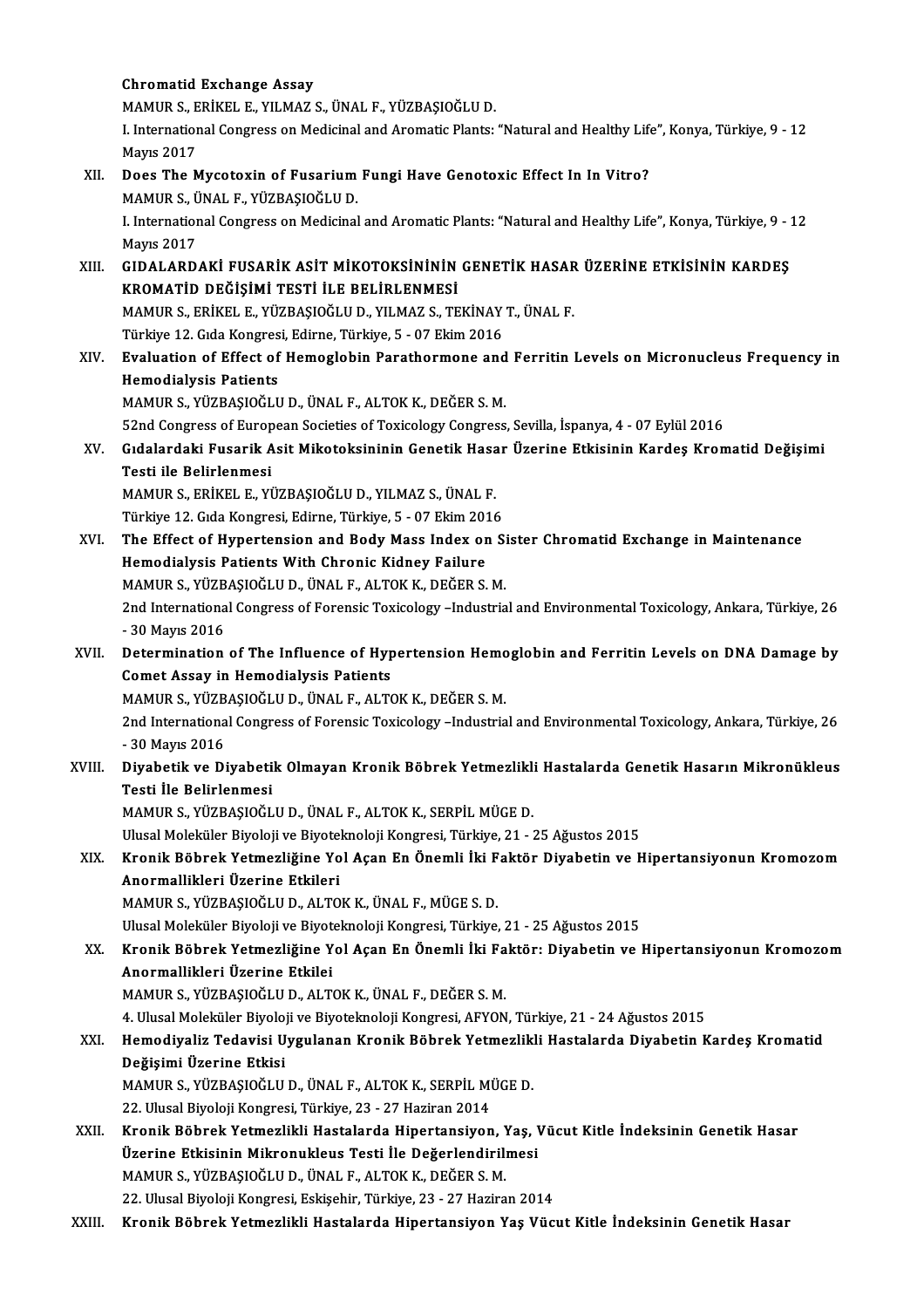**Chromatid Exchange Assay**
MAMUR S., ERİKEL E., YILMAZ S., ÜNAL F., YÜZBAŞIOĞLU D.
I. International Congress on Medicinal and Aromatic Plants: "Natural and Healthy Life", Konya, Türkiye, 9 - 12 Mayıs 2017

XII. **Does The Mycotoxin of Fusarium Fungi Have Genotoxic Effect In In Vitro?**
MAMUR S., ÜNAL F., YÜZBAŞIOĞLU D.
I. International Congress on Medicinal and Aromatic Plants: "Natural and Healthy Life", Konya, Türkiye, 9 - 12 Mayıs 2017

XIII. **GIDALARDAKİ FUSARİK ASİT MİKOTOKSİNİNİN GENETİK HASAR ÜZERİNE ETKİSİNİN KARDEŞ KROMATİD DEĞİŞİMİ TESTİ İLE BELİRLENMESİ**
MAMUR S., ERİKEL E., YÜZBAŞIOĞLU D., YILMAZ S., TEKİNAY T., ÜNAL F.
Türkiye 12. Gıda Kongresi, Edirne, Türkiye, 5 - 07 Ekim 2016

XIV. **Evaluation of Effect of Hemoglobin Parathormone and Ferritin Levels on Micronucleus Frequency in Hemodialysis Patients**
MAMUR S., YÜZBAŞIOĞLU D., ÜNAL F., ALTOK K., DEĞER S. M.
52nd Congress of European Societies of Toxicology Congress, Sevilla, İspanya, 4 - 07 Eylül 2016

XV. **Gıdalardaki Fusarik Asit Mikotoksininin Genetik Hasar Üzerine Etkisinin Kardeş Kromatid Değişimi Testi ile Belirlenmesi**
MAMUR S., ERİKEL E., YÜZBAŞIOĞLU D., YILMAZ S., ÜNAL F.
Türkiye 12. Gıda Kongresi, Edirne, Türkiye, 5 - 07 Ekim 2016

XVI. **The Effect of Hypertension and Body Mass Index on Sister Chromatid Exchange in Maintenance Hemodialysis Patients With Chronic Kidney Failure**
MAMUR S., YÜZBAŞIOĞLU D., ÜNAL F., ALTOK K., DEĞER S. M.
2nd International Congress of Forensic Toxicology –Industrial and Environmental Toxicology, Ankara, Türkiye, 26 - 30 Mayıs 2016

XVII. **Determination of The Influence of Hypertension Hemoglobin and Ferritin Levels on DNA Damage by Comet Assay in Hemodialysis Patients**
MAMUR S., YÜZBAŞIOĞLU D., ÜNAL F., ALTOK K., DEĞER S. M.
2nd International Congress of Forensic Toxicology –Industrial and Environmental Toxicology, Ankara, Türkiye, 26 - 30 Mayıs 2016

XVIII. **Diyabetik ve Diyabetik Olmayan Kronik Böbrek Yetmezlikli Hastalarda Genetik Hasarın Mikronükleus Testi İle Belirlenmesi**
MAMUR S., YÜZBAŞIOĞLU D., ÜNAL F., ALTOK K., SERPİL MÜGE D.
Ulusal Moleküler Biyoloji ve Biyoteknoloji Kongresi, Türkiye, 21 - 25 Ağustos 2015

XIX. **Kronik Böbrek Yetmezliğine Yol Açan En Önemli İki Faktör Diyabetin ve Hipertansiyonun Kromozom Anormallikleri Üzerine Etkileri**
MAMUR S., YÜZBAŞIOĞLU D., ALTOK K., ÜNAL F., MÜGE S. D.
Ulusal Moleküler Biyoloji ve Biyoteknoloji Kongresi, Türkiye, 21 - 25 Ağustos 2015

XX. **Kronik Böbrek Yetmezliğine Yol Açan En Önemli İki Faktör: Diyabetin ve Hipertansiyonun Kromozom Anormallikleri Üzerine Etkilei**
MAMUR S., YÜZBAŞIOĞLU D., ALTOK K., ÜNAL F., DEĞER S. M.
4. Ulusal Moleküler Biyoloji ve Biyoteknoloji Kongresi, AFYON, Türkiye, 21 - 24 Ağustos 2015

XXI. **Hemodiyaliz Tedavisi Uygulanan Kronik Böbrek Yetmezlikli Hastalarda Diyabetin Kardeş Kromatid Değişimi Üzerine Etkisi**
MAMUR S., YÜZBAŞIOĞLU D., ÜNAL F., ALTOK K., SERPİL MÜGE D.
22. Ulusal Biyoloji Kongresi, Türkiye, 23 - 27 Haziran 2014

XXII. **Kronik Böbrek Yetmezlikli Hastalarda Hipertansiyon, Yaş, Vücut Kitle İndeksinin Genetik Hasar Üzerine Etkisinin Mikronukleus Testi İle Değerlendirilmesi**
MAMUR S., YÜZBAŞIOĞLU D., ÜNAL F., ALTOK K., DEĞER S. M.
22. Ulusal Biyoloji Kongresi, Eskişehir, Türkiye, 23 - 27 Haziran 2014

XXIII. **Kronik Böbrek Yetmezlikli Hastalarda Hipertansiyon Yaş Vücut Kitle İndeksinin Genetik Hasar**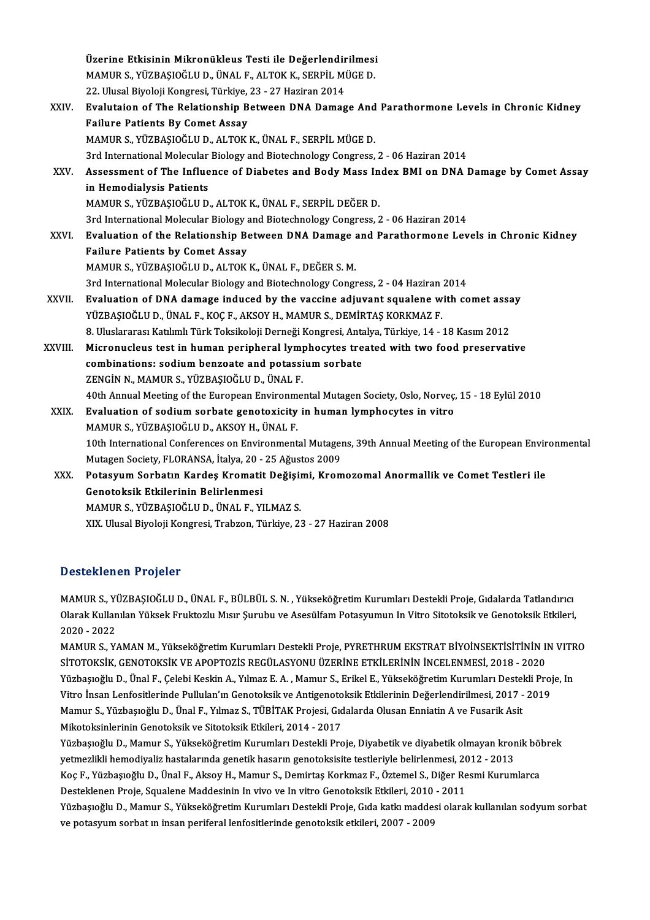Üzerine Etkisinin Mikronükleus Testi ile Değerlendirilmesi
MAMUR S., YÜZBAŞIOĞLU D., ÜNAL F., ALTOK K., SERPİL MÜGE D.
22. Ulusal Biyoloji Kongresi, Türkiye, 23 - 27 Haziran 2014

XXIV. **Evalutaion of The Relationship Between DNA Damage And Parathormone Levels in Chronic Kidney Failure Patients By Comet Assay**
MAMUR S., YÜZBAŞIOĞLU D., ALTOK K., ÜNAL F., SERPİL MÜGE D.
3rd International Molecular Biology and Biotechnology Congress, 2 - 06 Haziran 2014

XXV. **Assessment of The Influence of Diabetes and Body Mass Index BMI on DNA Damage by Comet Assay in Hemodialysis Patients**
MAMUR S., YÜZBAŞIOĞLU D., ALTOK K., ÜNAL F., SERPİL DEĞER D.
3rd International Molecular Biology and Biotechnology Congress, 2 - 06 Haziran 2014

XXVI. **Evaluation of the Relationship Between DNA Damage and Parathormone Levels in Chronic Kidney Failure Patients by Comet Assay**
MAMUR S., YÜZBAŞIOĞLU D., ALTOK K., ÜNAL F., DEĞER S. M.
3rd International Molecular Biology and Biotechnology Congress, 2 - 04 Haziran 2014

XXVII. **Evaluation of DNA damage induced by the vaccine adjuvant squalene with comet assay**
YÜZBAŞIOĞLU D., ÜNAL F., KOÇ F., AKSOY H., MAMUR S., DEMİRTAŞ KORKMAZ F.
8. Uluslararası Katılımlı Türk Toksikoloji Derneği Kongresi, Antalya, Türkiye, 14 - 18 Kasım 2012

XXVIII. **Micronucleus test in human peripheral lymphocytes treated with two food preservative combinations: sodium benzoate and potassium sorbate**
ZENGİN N., MAMUR S., YÜZBAŞIOĞLU D., ÜNAL F.
40th Annual Meeting of the European Environmental Mutagen Society, Oslo, Norveç, 15 - 18 Eylül 2010

XXIX. **Evaluation of sodium sorbate genotoxicity in human lymphocytes in vitro**
MAMUR S., YÜZBAŞIOĞLU D., AKSOY H., ÜNAL F.
10th International Conferences on Environmental Mutagens, 39th Annual Meeting of the European Environmental Mutagen Society, FLORANSA, İtalya, 20 - 25 Ağustos 2009

XXX. **Potasyum Sorbatın Kardeş Kromatit Değişimi, Kromozomal Anormallik ve Comet Testleri ile Genotoksik Etkilerinin Belirlenmesi**
MAMUR S., YÜZBAŞIOĞLU D., ÜNAL F., YILMAZ S.
XIX. Ulusal Biyoloji Kongresi, Trabzon, Türkiye, 23 - 27 Haziran 2008

## Desteklenen Projeler

MAMUR S., YÜZBAŞIOĞLU D., ÜNAL F., BÜLBÜL S. N. , Yükseköğretim Kurumları Destekli Proje, Gıdalarda Tatlandırıcı Olarak Kullanılan Yüksek Fruktozlu Mısır Şurubu ve Asesülfam Potasyumun In Vitro Sitotoksik ve Genotoksik Etkileri, 2020 - 2022

MAMUR S., YAMAN M., Yükseköğretim Kurumları Destekli Proje, PYRETHRUM EKSTRAT BİYOİNSEKTİSİTİNİN IN VITRO SİTOTOKSİK, GENOTOKSİK VE APOPTOZİS REGÜLASYONU ÜZERİNE ETKİLERİNİN İNCELENMESİ, 2018 - 2020

Yüzbaşıoğlu D., Ünal F., Çelebi Keskin A., Yılmaz E. A. , Mamur S., Erikel E., Yükseköğretim Kurumları Destekli Proje, In Vitro İnsan Lenfositlerinde Pullulan'ın Genotoksik ve Antigenotoksik Etkilerinin Değerlendirilmesi, 2017 - 2019

Mamur S., Yüzbaşıoğlu D., Ünal F., Yılmaz S., TÜBİTAK Projesi, Gıdalarda Olusan Enniatin A ve Fusarik Asit Mikotoksinlerinin Genotoksik ve Sitotoksik Etkileri, 2014 - 2017

Yüzbaşıoğlu D., Mamur S., Yükseköğretim Kurumları Destekli Proje, Diyabetik ve diyabetik olmayan kronik böbrek yetmezlikli hemodiyaliz hastalarında genetik hasarın genotoksisite testleriyle belirlenmesi, 2012 - 2013

Koç F., Yüzbaşıoğlu D., Ünal F., Aksoy H., Mamur S., Demirtaş Korkmaz F., Öztemel S., Diğer Resmi Kurumlarca Desteklenen Proje, Squalene Maddesinin In vivo ve In vitro Genotoksik Etkileri, 2010 - 2011

Yüzbaşıoğlu D., Mamur S., Yükseköğretim Kurumları Destekli Proje, Gıda katkı maddesi olarak kullanılan sodyum sorbat ve potasyum sorbat ın insan periferal lenfositlerinde genotoksik etkileri, 2007 - 2009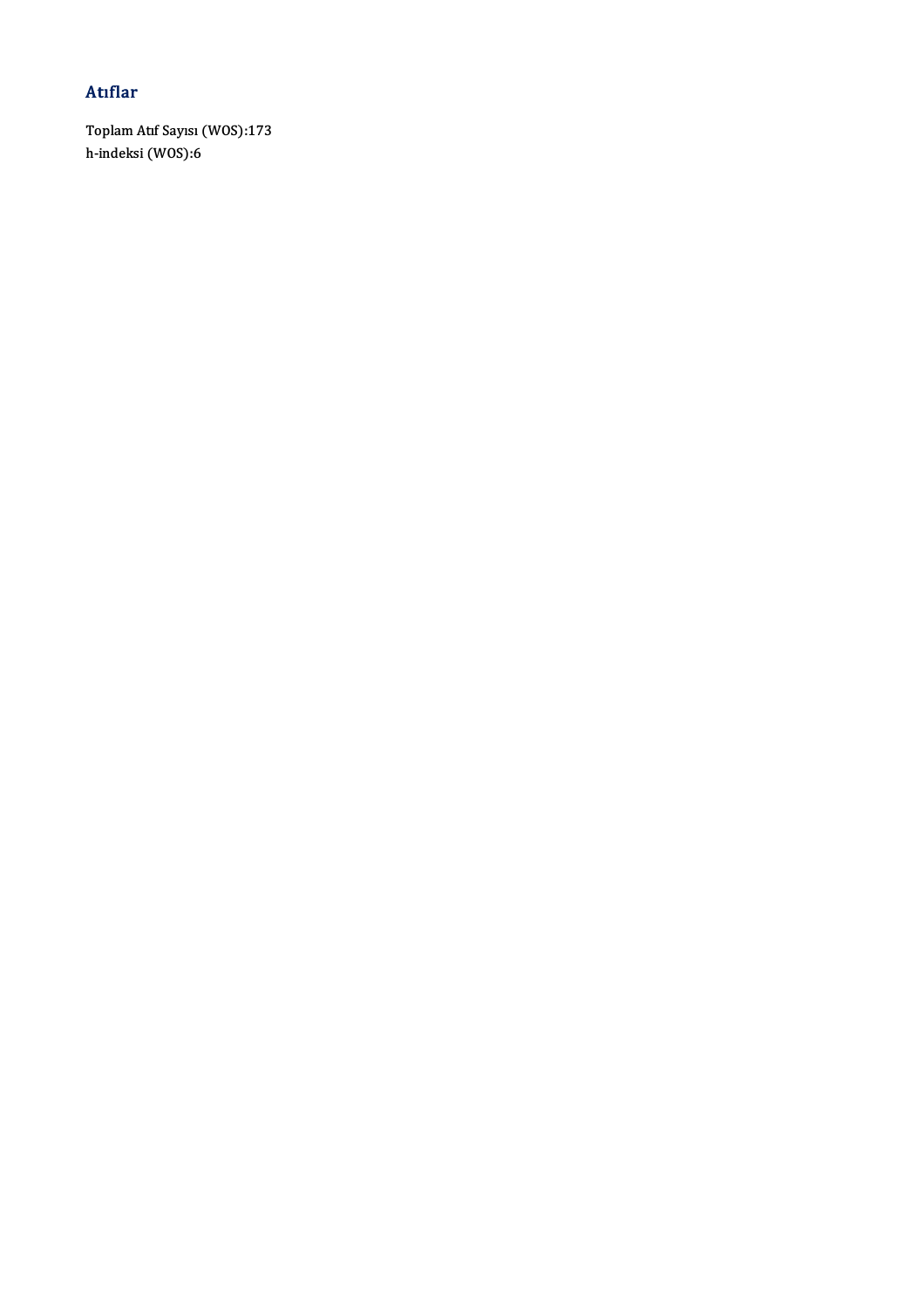## Atıflar

Toplam Atıf Sayısı (WOS):173
h-indeksi (WOS):6